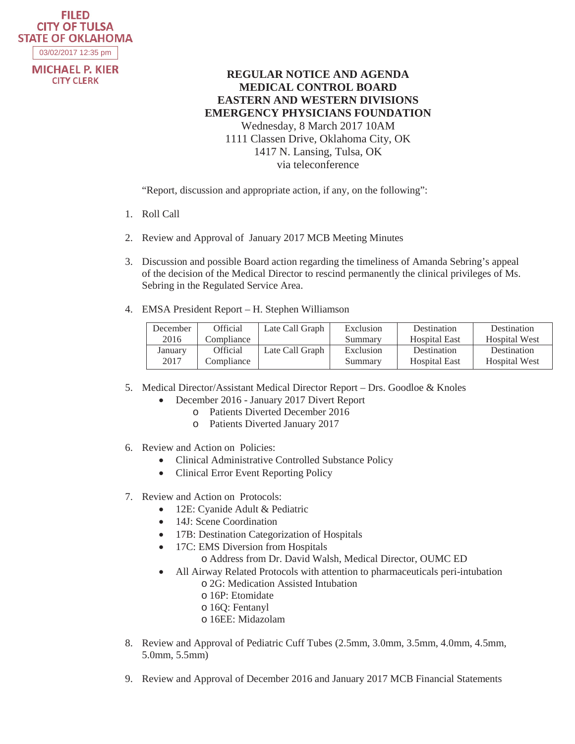FILED
CITY OF TULSA
STATE OF OKLAHOMA
03/02/2017 12:35 pm
MICHAEL P. KIER
CITY CLERK

**REGULAR NOTICE AND AGENDA**
**MEDICAL CONTROL BOARD**
**EASTERN AND WESTERN DIVISIONS**
**EMERGENCY PHYSICIANS FOUNDATION**

Wednesday, 8 March 2017 10AM
1111 Classen Drive, Oklahoma City, OK
1417 N. Lansing, Tulsa, OK
via teleconference

"Report, discussion and appropriate action, if any, on the following":

1. Roll Call

2. Review and Approval of January 2017 MCB Meeting Minutes

3. Discussion and possible Board action regarding the timeliness of Amanda Sebring's appeal of the decision of the Medical Director to rescind permanently the clinical privileges of Ms. Sebring in the Regulated Service Area.

4. EMSA President Report – H. Stephen Williamson

| December 2016 | Official Compliance | Late Call Graph | Exclusion Summary | Destination Hospital East | Destination Hospital West |
|---|---|---|---|---|---|
| January 2017 | Official Compliance | Late Call Graph | Exclusion Summary | Destination Hospital East | Destination Hospital West |

5. Medical Director/Assistant Medical Director Report – Drs. Goodloe & Knoles
   - December 2016 - January 2017 Divert Report
     - Patients Diverted December 2016
     - Patients Diverted January 2017

6. Review and Action on Policies:
   - Clinical Administrative Controlled Substance Policy
   - Clinical Error Event Reporting Policy

7. Review and Action on Protocols:
   - 12E: Cyanide Adult & Pediatric
   - 14J: Scene Coordination
   - 17B: Destination Categorization of Hospitals
   - 17C: EMS Diversion from Hospitals
     - Address from Dr. David Walsh, Medical Director, OUMC ED
   - All Airway Related Protocols with attention to pharmaceuticals peri-intubation
     - 2G: Medication Assisted Intubation
     - 16P: Etomidate
     - 16Q: Fentanyl
     - 16EE: Midazolam

8. Review and Approval of Pediatric Cuff Tubes (2.5mm, 3.0mm, 3.5mm, 4.0mm, 4.5mm, 5.0mm, 5.5mm)

9. Review and Approval of December 2016 and January 2017 MCB Financial Statements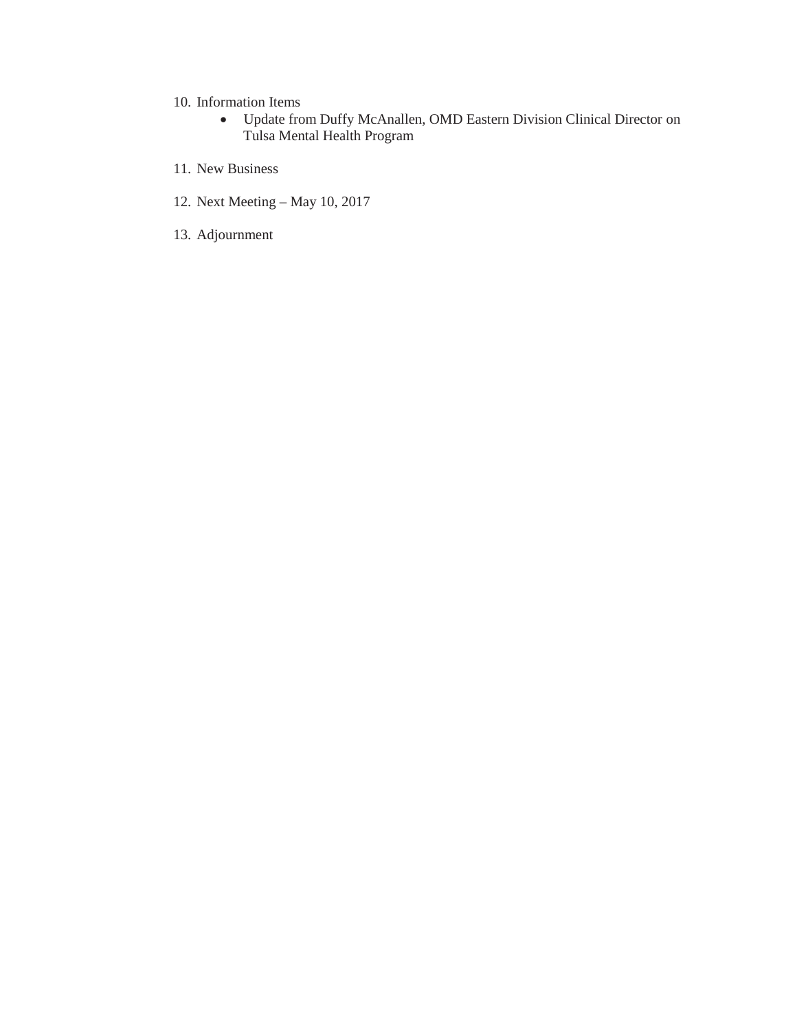10. Information Items
    - Update from Duffy McAnallen, OMD Eastern Division Clinical Director on Tulsa Mental Health Program

11. New Business

12. Next Meeting – May 10, 2017

13. Adjournment